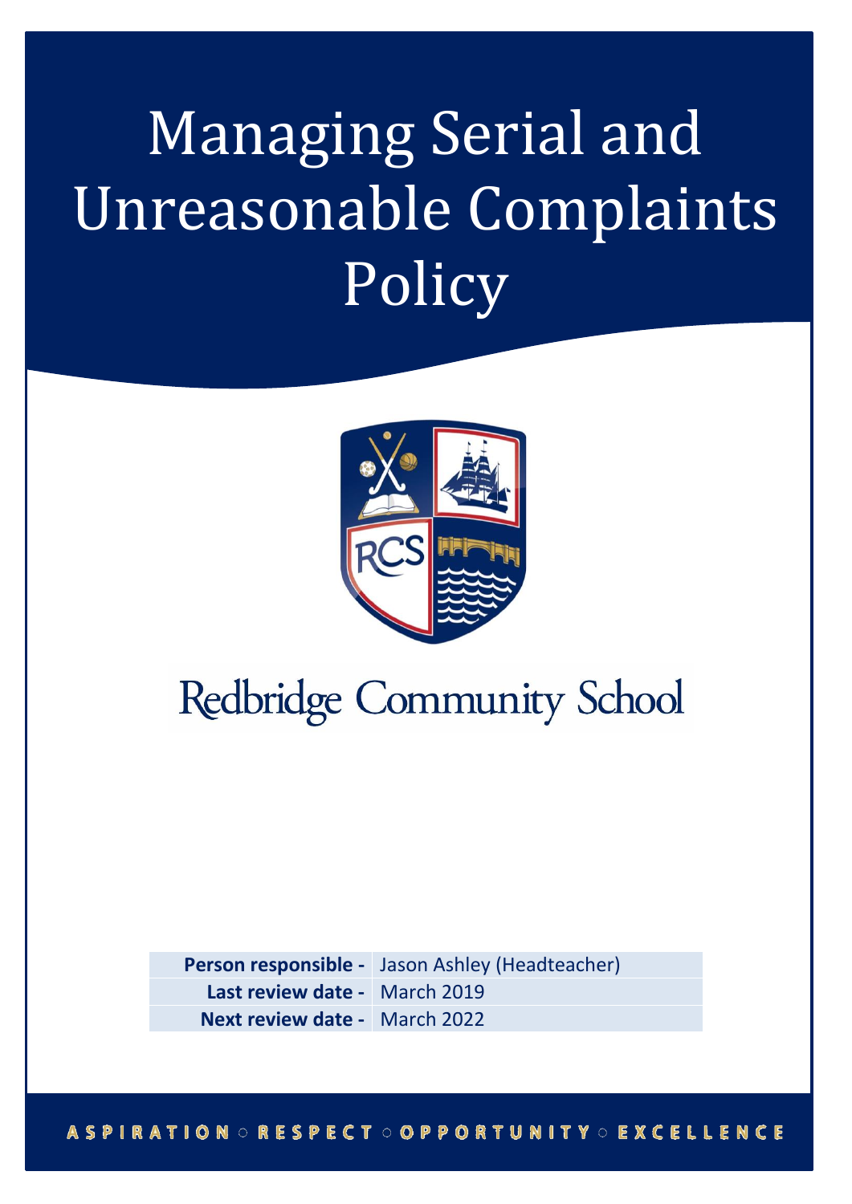# Managing Serial and Unreasonable Complaints Policy

Redbridge Community School

| Person responsible - | Jason Ashley (Headteacher) |
|---|---|
| Last review date - | March 2019 |
| Next review date - | March 2022 |

ASPIRATION ○ RESPECT ○ OPPORTUNITY ○ EXCELLENCE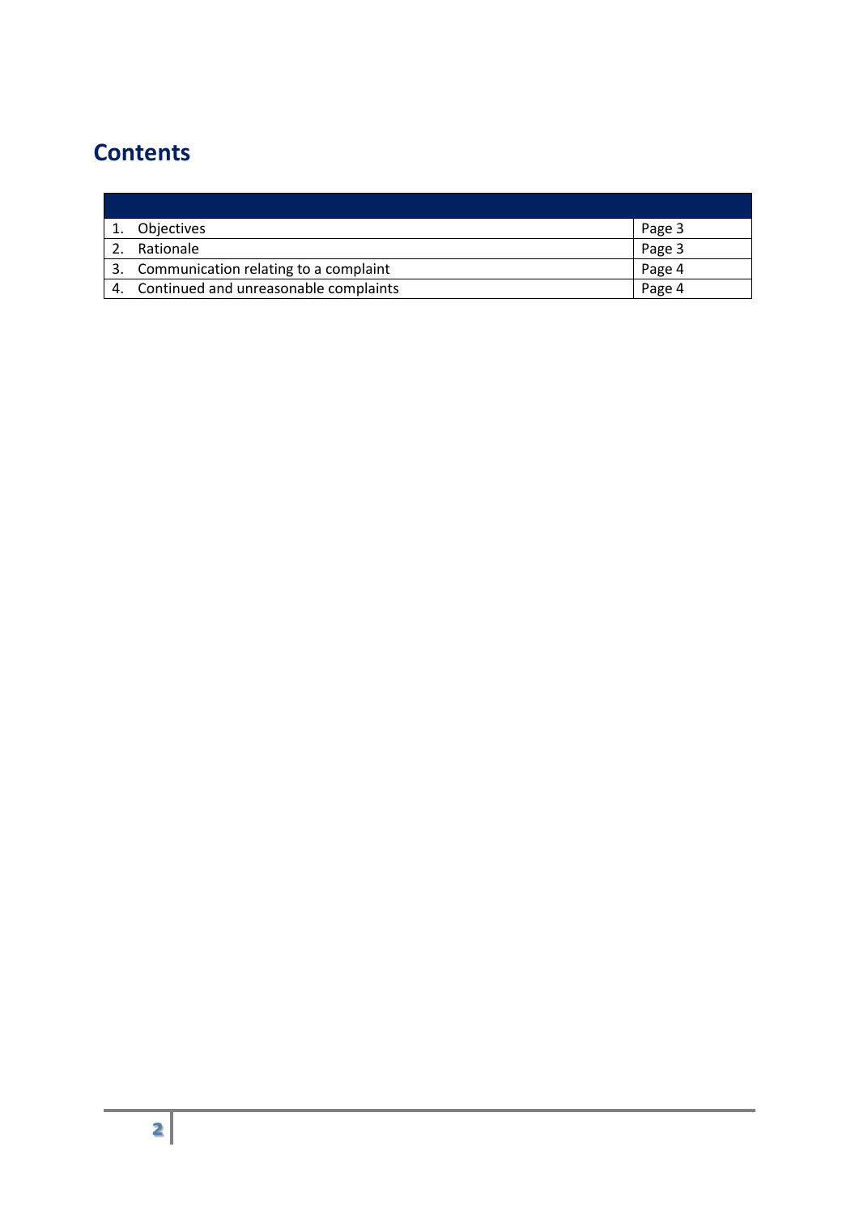# Contents

| | |
|---|---|
| 1. Objectives | Page 3 |
| 2. Rationale | Page 3 |
| 3. Communication relating to a complaint | Page 4 |
| 4. Continued and unreasonable complaints | Page 4 |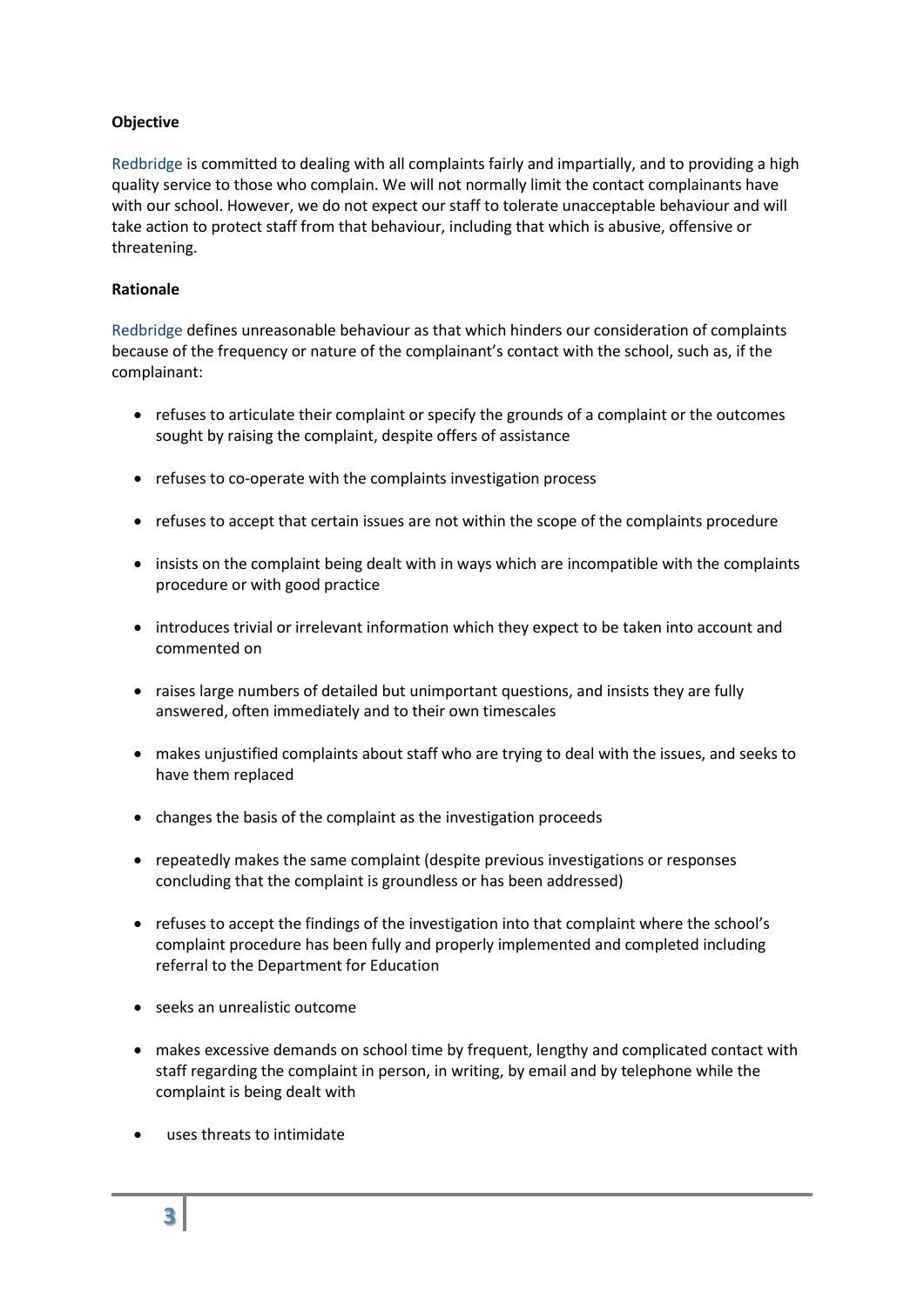**Objective**

Redbridge is committed to dealing with all complaints fairly and impartially, and to providing a high quality service to those who complain. We will not normally limit the contact complainants have with our school. However, we do not expect our staff to tolerate unacceptable behaviour and will take action to protect staff from that behaviour, including that which is abusive, offensive or threatening.

**Rationale**

Redbridge defines unreasonable behaviour as that which hinders our consideration of complaints because of the frequency or nature of the complainant's contact with the school, such as, if the complainant:

- refuses to articulate their complaint or specify the grounds of a complaint or the outcomes sought by raising the complaint, despite offers of assistance
- refuses to co-operate with the complaints investigation process
- refuses to accept that certain issues are not within the scope of the complaints procedure
- insists on the complaint being dealt with in ways which are incompatible with the complaints procedure or with good practice
- introduces trivial or irrelevant information which they expect to be taken into account and commented on
- raises large numbers of detailed but unimportant questions, and insists they are fully answered, often immediately and to their own timescales
- makes unjustified complaints about staff who are trying to deal with the issues, and seeks to have them replaced
- changes the basis of the complaint as the investigation proceeds
- repeatedly makes the same complaint (despite previous investigations or responses concluding that the complaint is groundless or has been addressed)
- refuses to accept the findings of the investigation into that complaint where the school's complaint procedure has been fully and properly implemented and completed including referral to the Department for Education
- seeks an unrealistic outcome
- makes excessive demands on school time by frequent, lengthy and complicated contact with staff regarding the complaint in person, in writing, by email and by telephone while the complaint is being dealt with
- uses threats to intimidate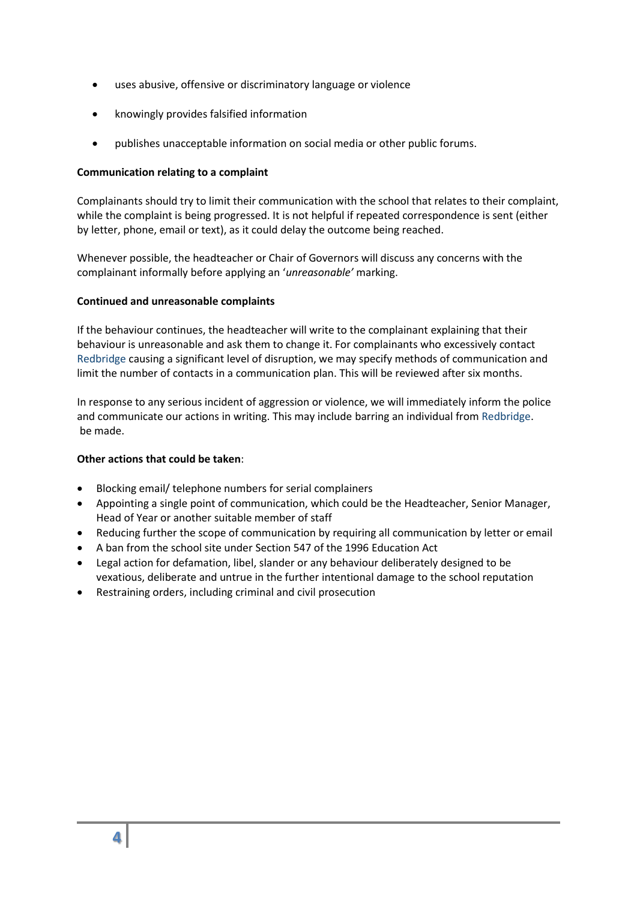- uses abusive, offensive or discriminatory language or violence
- knowingly provides falsified information
- publishes unacceptable information on social media or other public forums.

**Communication relating to a complaint**

Complainants should try to limit their communication with the school that relates to their complaint, while the complaint is being progressed. It is not helpful if repeated correspondence is sent (either by letter, phone, email or text), as it could delay the outcome being reached.

Whenever possible, the headteacher or Chair of Governors will discuss any concerns with the complainant informally before applying an '*unreasonable'* marking.

**Continued and unreasonable complaints**

If the behaviour continues, the headteacher will write to the complainant explaining that their behaviour is unreasonable and ask them to change it. For complainants who excessively contact Redbridge causing a significant level of disruption, we may specify methods of communication and limit the number of contacts in a communication plan. This will be reviewed after six months.

In response to any serious incident of aggression or violence, we will immediately inform the police and communicate our actions in writing. This may include barring an individual from Redbridge.
be made.

**Other actions that could be taken**:

- Blocking email/ telephone numbers for serial complainers
- Appointing a single point of communication, which could be the Headteacher, Senior Manager, Head of Year or another suitable member of staff
- Reducing further the scope of communication by requiring all communication by letter or email
- A ban from the school site under Section 547 of the 1996 Education Act
- Legal action for defamation, libel, slander or any behaviour deliberately designed to be vexatious, deliberate and untrue in the further intentional damage to the school reputation
- Restraining orders, including criminal and civil prosecution